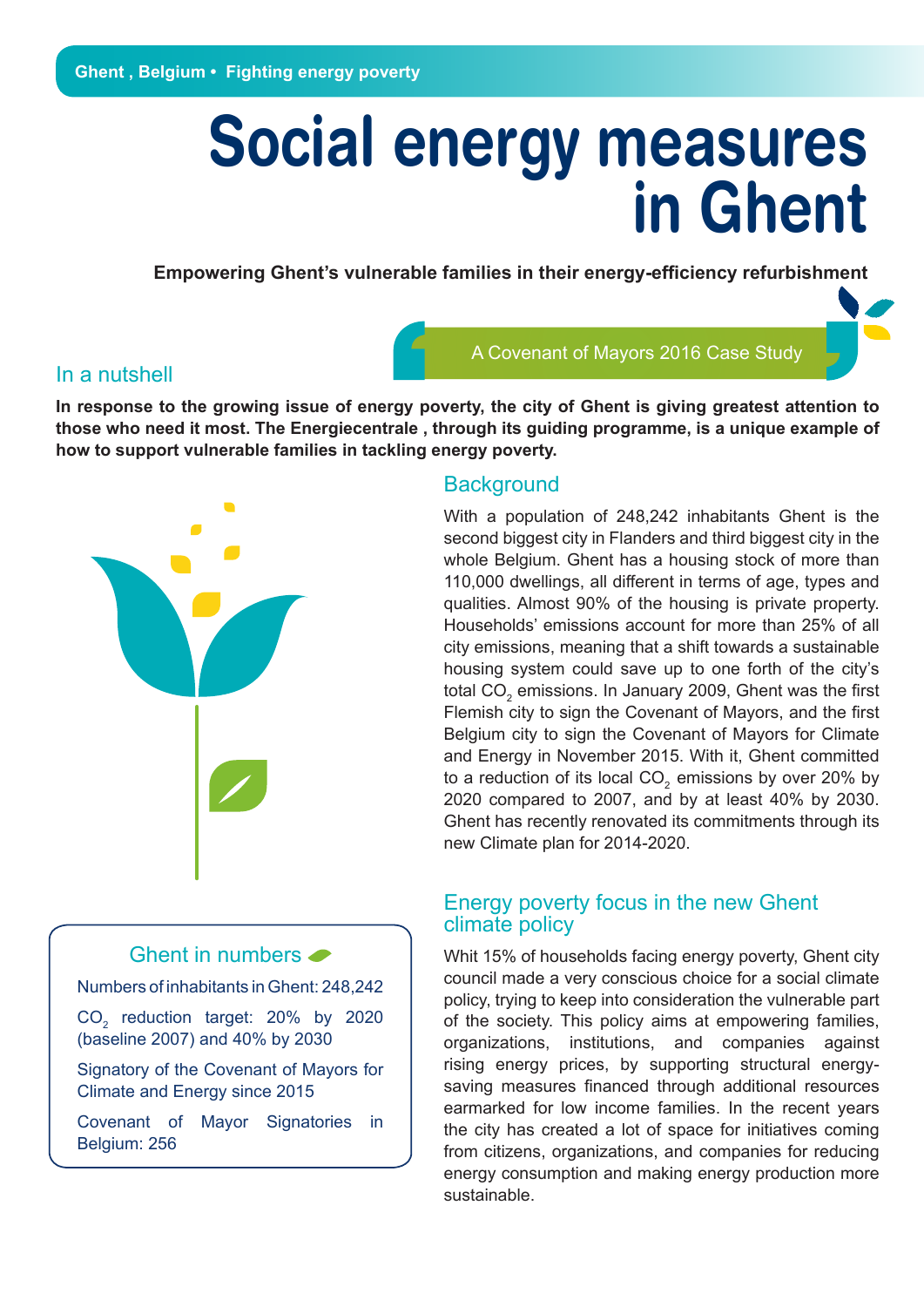Ghent , Belgium • Fighting energy poverty

# Social energy measures in Ghent

**Empowering Ghent's vulnerable families in their energy-efficiency refurbishment**

A Covenant of Mayors 2016 Case Study

## In a nutshell

**In response to the growing issue of energy poverty, the city of Ghent is giving greatest attention to those who need it most. The Energiecentrale , through its guiding programme, is a unique example of how to support vulnerable families in tackling energy poverty.**

## Background

With a population of 248,242 inhabitants Ghent is the second biggest city in Flanders and third biggest city in the whole Belgium. Ghent has a housing stock of more than 110,000 dwellings, all different in terms of age, types and qualities. Almost 90% of the housing is private property. Households' emissions account for more than 25% of all city emissions, meaning that a shift towards a sustainable housing system could save up to one forth of the city's total $CO_2$ emissions. In January 2009, Ghent was the first Flemish city to sign the Covenant of Mayors, and the first Belgium city to sign the Covenant of Mayors for Climate and Energy in November 2015. With it, Ghent committed to a reduction of its local $CO_2$ emissions by over 20% by 2020 compared to 2007, and by at least 40% by 2030. Ghent has recently renovated its commitments through its new Climate plan for 2014-2020.

### Ghent in numbers

Numbers of inhabitants in Ghent: 248,242

$CO_2$ reduction target: 20% by 2020 (baseline 2007) and 40% by 2030

Signatory of the Covenant of Mayors for Climate and Energy since 2015

Covenant of Mayor Signatories in Belgium: 256

## Energy poverty focus in the new Ghent climate policy

Whit 15% of households facing energy poverty, Ghent city council made a very conscious choice for a social climate policy, trying to keep into consideration the vulnerable part of the society. This policy aims at empowering families, organizations, institutions, and companies against rising energy prices, by supporting structural energy-saving measures financed through additional resources earmarked for low income families. In the recent years the city has created a lot of space for initiatives coming from citizens, organizations, and companies for reducing energy consumption and making energy production more sustainable.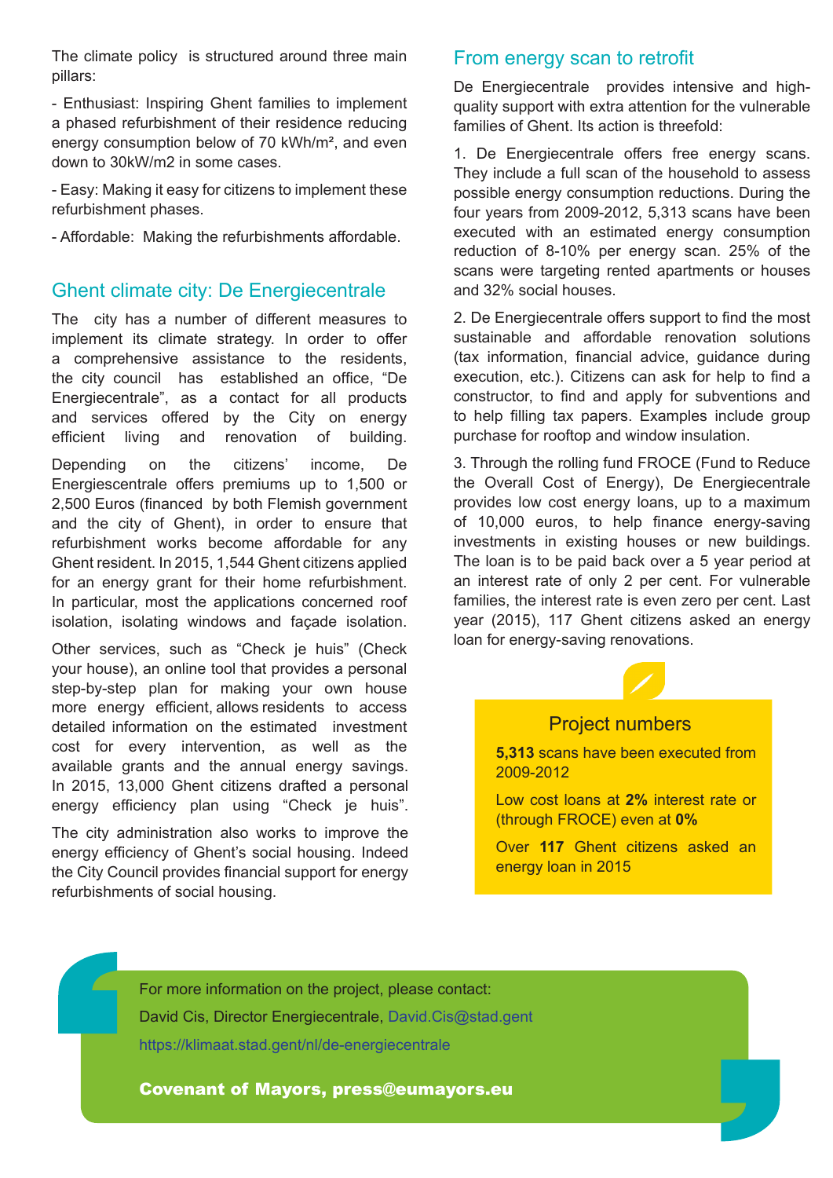The climate policy is structured around three main pillars:

- Enthusiast: Inspiring Ghent families to implement a phased refurbishment of their residence reducing energy consumption below of 70 kWh/m², and even down to 30kW/m2 in some cases.

- Easy: Making it easy for citizens to implement these refurbishment phases.

- Affordable: Making the refurbishments affordable.

## Ghent climate city: De Energiecentrale

The city has a number of different measures to implement its climate strategy. In order to offer a comprehensive assistance to the residents, the city council has established an office, "De Energiecentrale", as a contact for all products and services offered by the City on energy efficient living and renovation of building.

Depending on the citizens' income, De Energiescentrale offers premiums up to 1,500 or 2,500 Euros (financed by both Flemish government and the city of Ghent), in order to ensure that refurbishment works become affordable for any Ghent resident. In 2015, 1,544 Ghent citizens applied for an energy grant for their home refurbishment. In particular, most the applications concerned roof isolation, isolating windows and façade isolation.

Other services, such as "Check je huis" (Check your house), an online tool that provides a personal step-by-step plan for making your own house more energy efficient, allows residents to access detailed information on the estimated investment cost for every intervention, as well as the available grants and the annual energy savings. In 2015, 13,000 Ghent citizens drafted a personal energy efficiency plan using "Check je huis".

The city administration also works to improve the energy efficiency of Ghent's social housing. Indeed the City Council provides financial support for energy refurbishments of social housing.

## From energy scan to retrofit

De Energiecentrale provides intensive and high-quality support with extra attention for the vulnerable families of Ghent. Its action is threefold:

1. De Energiecentrale offers free energy scans. They include a full scan of the household to assess possible energy consumption reductions. During the four years from 2009-2012, 5,313 scans have been executed with an estimated energy consumption reduction of 8-10% per energy scan. 25% of the scans were targeting rented apartments or houses and 32% social houses.

2. De Energiecentrale offers support to find the most sustainable and affordable renovation solutions (tax information, financial advice, guidance during execution, etc.). Citizens can ask for help to find a constructor, to find and apply for subventions and to help filling tax papers. Examples include group purchase for rooftop and window insulation.

3. Through the rolling fund FROCE (Fund to Reduce the Overall Cost of Energy), De Energiecentrale provides low cost energy loans, up to a maximum of 10,000 euros, to help finance energy-saving investments in existing houses or new buildings. The loan is to be paid back over a 5 year period at an interest rate of only 2 per cent. For vulnerable families, the interest rate is even zero per cent. Last year (2015), 117 Ghent citizens asked an energy loan for energy-saving renovations.

### Project numbers

**5,313** scans have been executed from 2009-2012

Low cost loans at **2%** interest rate or (through FROCE) even at **0%**

Over **117** Ghent citizens asked an energy loan in 2015

For more information on the project, please contact:

David Cis, Director Energiecentrale, David.Cis@stad.gent

https://klimaat.stad.gent/nl/de-energiecentrale

**Covenant of Mayors, press@eumayors.eu**